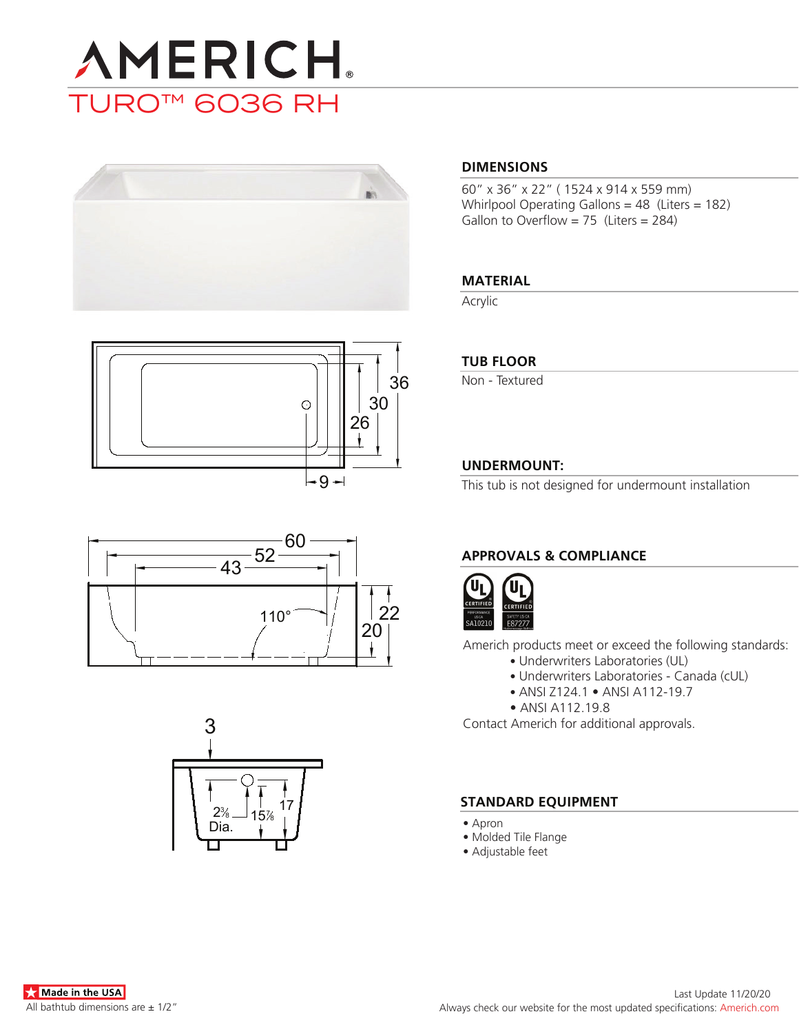# AMERICH

## TURO™ 6036 RH

### DIMENSIONS

60" x 36" x 22" ( 1524 x 914 x 559 mm)
Whirlpool Operating Gallons = 48 (Liters = 182)
Gallon to Overflow = 75 (Liters = 284)

### MATERIAL

Acrylic

### TUB FLOOR

Non - Textured

### UNDERMOUNT:

This tub is not designed for undermount installation

### APPROVALS & COMPLIANCE

Americh products meet or exceed the following standards:

- Underwriters Laboratories (UL)
- Underwriters Laboratories - Canada (cUL)
- ANSI Z124.1 • ANSI A112-19.7
- ANSI A112.19.8

Contact Americh for additional approvals.

### STANDARD EQUIPMENT

- Apron
- Molded Tile Flange
- Adjustable feet

Made in the USA

All bathtub dimensions are ± 1/2"

Last Update 11/20/20

Always check our website for the most updated specifications: Americh.com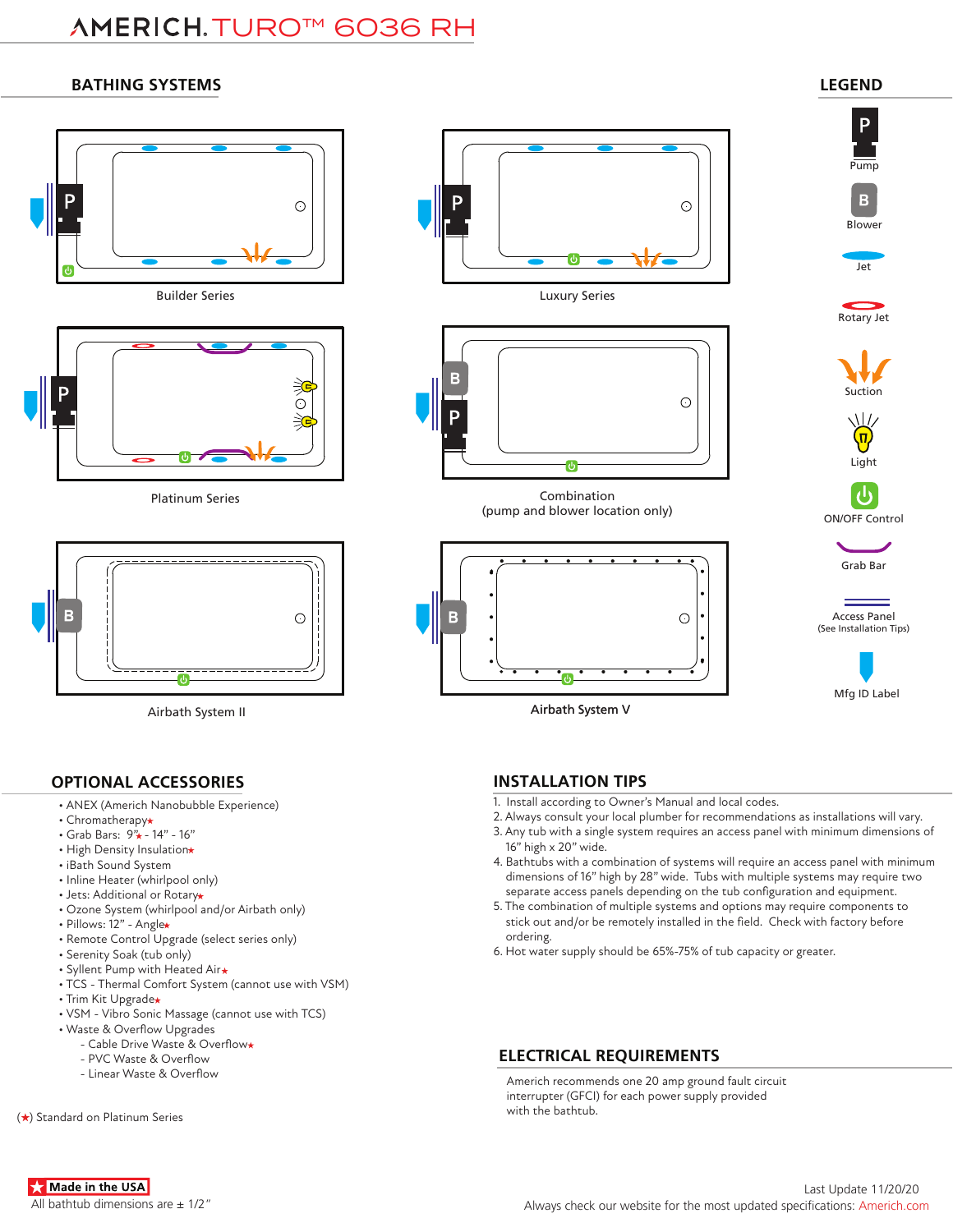# AMERICH. TURO™ 6036 RH

## BATHING SYSTEMS

Builder Series

Luxury Series

Platinum Series

Combination
(pump and blower location only)

Airbath System II

Airbath System V

## LEGEND

P Pump

B Blower

Jet

Rotary Jet

Suction

Light

ON/OFF Control

Grab Bar

Access Panel
(See Installation Tips)

Mfg ID Label

## OPTIONAL ACCESSORIES

- ANEX (Americh Nanobubble Experience)
- Chromatherapy★
- Grab Bars: 9"★ - 14" - 16"
- High Density Insulation★
- iBath Sound System
- Inline Heater (whirlpool only)
- Jets: Additional or Rotary★
- Ozone System (whirlpool and/or Airbath only)
- Pillows: 12" - Angle★
- Remote Control Upgrade (select series only)
- Serenity Soak (tub only)
- Syllent Pump with Heated Air★
- TCS - Thermal Comfort System (cannot use with VSM)
- Trim Kit Upgrade★
- VSM - Vibro Sonic Massage (cannot use with TCS)
- Waste & Overflow Upgrades
  - Cable Drive Waste & Overflow★
  - PVC Waste & Overflow
  - Linear Waste & Overflow

(★) Standard on Platinum Series

## INSTALLATION TIPS

1. Install according to Owner's Manual and local codes.
2. Always consult your local plumber for recommendations as installations will vary.
3. Any tub with a single system requires an access panel with minimum dimensions of 16" high x 20" wide.
4. Bathtubs with a combination of systems will require an access panel with minimum dimensions of 16" high by 28" wide. Tubs with multiple systems may require two separate access panels depending on the tub configuration and equipment.
5. The combination of multiple systems and options may require components to stick out and/or be remotely installed in the field. Check with factory before ordering.
6. Hot water supply should be 65%-75% of tub capacity or greater.

## ELECTRICAL REQUIREMENTS

Americh recommends one 20 amp ground fault circuit interrupter (GFCI) for each power supply provided with the bathtub.

★ Made in the USA

All bathtub dimensions are ± 1/2"

Last Update 11/20/20

Always check our website for the most updated specifications: Americh.com